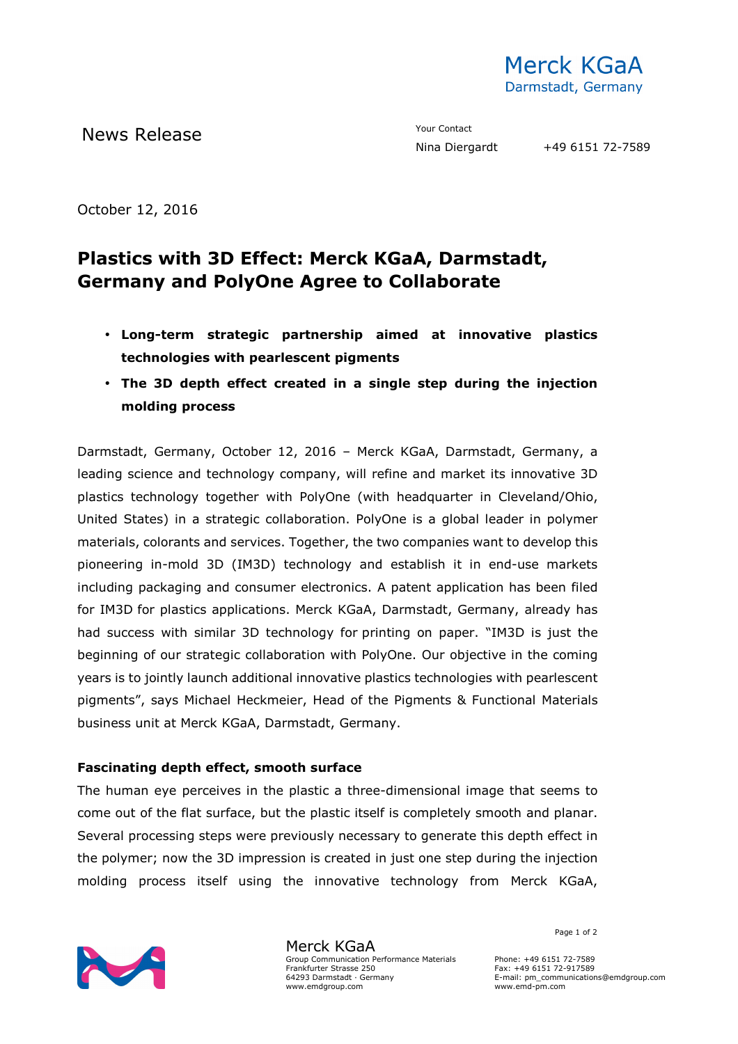Merck KGaA
Darmstadt, Germany

News Release

Your Contact
Nina Diergardt +49 6151 72-7589

October 12, 2016

# Plastics with 3D Effect: Merck KGaA, Darmstadt, Germany and PolyOne Agree to Collaborate

- **Long-term strategic partnership aimed at innovative plastics technologies with pearlescent pigments**
- **The 3D depth effect created in a single step during the injection molding process**

Darmstadt, Germany, October 12, 2016 – Merck KGaA, Darmstadt, Germany, a leading science and technology company, will refine and market its innovative 3D plastics technology together with PolyOne (with headquarter in Cleveland/Ohio, United States) in a strategic collaboration. PolyOne is a global leader in polymer materials, colorants and services. Together, the two companies want to develop this pioneering in-mold 3D (IM3D) technology and establish it in end-use markets including packaging and consumer electronics. A patent application has been filed for IM3D for plastics applications. Merck KGaA, Darmstadt, Germany, already has had success with similar 3D technology for printing on paper. "IM3D is just the beginning of our strategic collaboration with PolyOne. Our objective in the coming years is to jointly launch additional innovative plastics technologies with pearlescent pigments", says Michael Heckmeier, Head of the Pigments & Functional Materials business unit at Merck KGaA, Darmstadt, Germany.

**Fascinating depth effect, smooth surface**

The human eye perceives in the plastic a three-dimensional image that seems to come out of the flat surface, but the plastic itself is completely smooth and planar. Several processing steps were previously necessary to generate this depth effect in the polymer; now the 3D impression is created in just one step during the injection molding process itself using the innovative technology from Merck KGaA,

Merck KGaA
Group Communication Performance Materials
Frankfurter Strasse 250
64293 Darmstadt · Germany
www.emdgroup.com

Phone: +49 6151 72-7589
Fax: +49 6151 72-917589
E-mail: pm_communications@emdgroup.com
www.emd-pm.com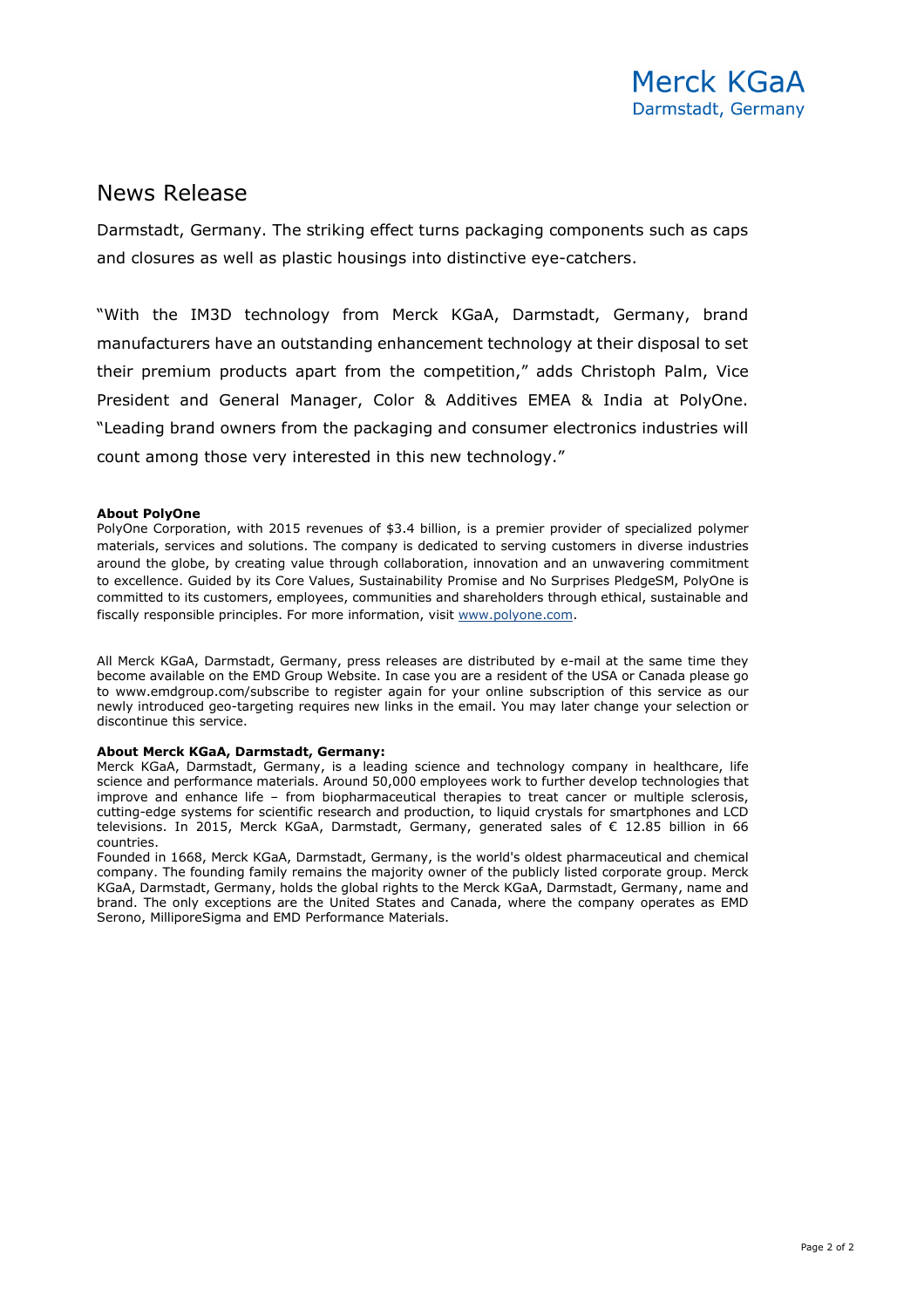# Merck KGaA
Darmstadt, Germany

## News Release

Darmstadt, Germany. The striking effect turns packaging components such as caps and closures as well as plastic housings into distinctive eye-catchers.

"With the IM3D technology from Merck KGaA, Darmstadt, Germany, brand manufacturers have an outstanding enhancement technology at their disposal to set their premium products apart from the competition," adds Christoph Palm, Vice President and General Manager, Color & Additives EMEA & India at PolyOne. "Leading brand owners from the packaging and consumer electronics industries will count among those very interested in this new technology."

**About PolyOne**
PolyOne Corporation, with 2015 revenues of $3.4 billion, is a premier provider of specialized polymer materials, services and solutions. The company is dedicated to serving customers in diverse industries around the globe, by creating value through collaboration, innovation and an unwavering commitment to excellence. Guided by its Core Values, Sustainability Promise and No Surprises PledgeSM, PolyOne is committed to its customers, employees, communities and shareholders through ethical, sustainable and fiscally responsible principles. For more information, visit www.polyone.com.

All Merck KGaA, Darmstadt, Germany, press releases are distributed by e-mail at the same time they become available on the EMD Group Website. In case you are a resident of the USA or Canada please go to www.emdgroup.com/subscribe to register again for your online subscription of this service as our newly introduced geo-targeting requires new links in the email. You may later change your selection or discontinue this service.

**About Merck KGaA, Darmstadt, Germany:**
Merck KGaA, Darmstadt, Germany, is a leading science and technology company in healthcare, life science and performance materials. Around 50,000 employees work to further develop technologies that improve and enhance life – from biopharmaceutical therapies to treat cancer or multiple sclerosis, cutting-edge systems for scientific research and production, to liquid crystals for smartphones and LCD televisions. In 2015, Merck KGaA, Darmstadt, Germany, generated sales of € 12.85 billion in 66 countries.
Founded in 1668, Merck KGaA, Darmstadt, Germany, is the world's oldest pharmaceutical and chemical company. The founding family remains the majority owner of the publicly listed corporate group. Merck KGaA, Darmstadt, Germany, holds the global rights to the Merck KGaA, Darmstadt, Germany, name and brand. The only exceptions are the United States and Canada, where the company operates as EMD Serono, MilliporeSigma and EMD Performance Materials.